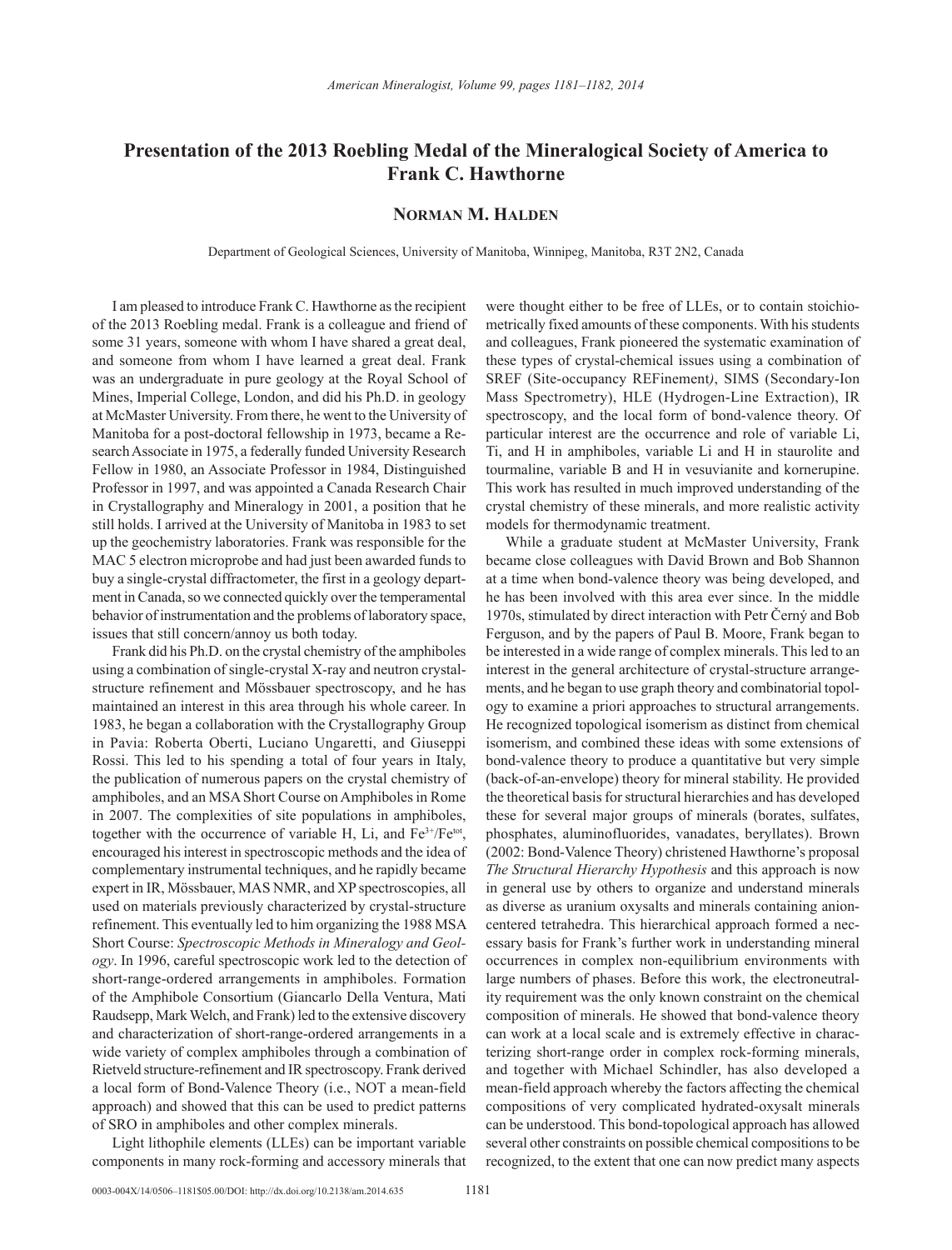# Presentation of the 2013 Roebling Medal of the Mineralogical Society of America to Frank C. Hawthorne

**Norman M. Halden**

Department of Geological Sciences, University of Manitoba, Winnipeg, Manitoba, R3T 2N2, Canada

I am pleased to introduce Frank C. Hawthorne as the recipient of the 2013 Roebling medal. Frank is a colleague and friend of some 31 years, someone with whom I have shared a great deal, and someone from whom I have learned a great deal. Frank was an undergraduate in pure geology at the Royal School of Mines, Imperial College, London, and did his Ph.D. in geology at McMaster University. From there, he went to the University of Manitoba for a post-doctoral fellowship in 1973, became a Research Associate in 1975, a federally funded University Research Fellow in 1980, an Associate Professor in 1984, Distinguished Professor in 1997, and was appointed a Canada Research Chair in Crystallography and Mineralogy in 2001, a position that he still holds. I arrived at the University of Manitoba in 1983 to set up the geochemistry laboratories. Frank was responsible for the MAC 5 electron microprobe and had just been awarded funds to buy a single-crystal diffractometer, the first in a geology department in Canada, so we connected quickly over the temperamental behavior of instrumentation and the problems of laboratory space, issues that still concern/annoy us both today.

Frank did his Ph.D. on the crystal chemistry of the amphiboles using a combination of single-crystal X-ray and neutron crystal-structure refinement and Mössbauer spectroscopy, and he has maintained an interest in this area through his whole career. In 1983, he began a collaboration with the Crystallography Group in Pavia: Roberta Oberti, Luciano Ungaretti, and Giuseppi Rossi. This led to his spending a total of four years in Italy, the publication of numerous papers on the crystal chemistry of amphiboles, and an MSA Short Course on Amphiboles in Rome in 2007. The complexities of site populations in amphiboles, together with the occurrence of variable H, Li, and $Fe^{3+}/Fe^{tot}$, encouraged his interest in spectroscopic methods and the idea of complementary instrumental techniques, and he rapidly became expert in IR, Mössbauer, MAS NMR, and XP spectroscopies, all used on materials previously characterized by crystal-structure refinement. This eventually led to him organizing the 1988 MSA Short Course: *Spectroscopic Methods in Mineralogy and Geology*. In 1996, careful spectroscopic work led to the detection of short-range-ordered arrangements in amphiboles. Formation of the Amphibole Consortium (Giancarlo Della Ventura, Mati Raudsepp, Mark Welch, and Frank) led to the extensive discovery and characterization of short-range-ordered arrangements in a wide variety of complex amphiboles through a combination of Rietveld structure-refinement and IR spectroscopy. Frank derived a local form of Bond-Valence Theory (i.e., NOT a mean-field approach) and showed that this can be used to predict patterns of SRO in amphiboles and other complex minerals.

Light lithophile elements (LLEs) can be important variable components in many rock-forming and accessory minerals that were thought either to be free of LLEs, or to contain stoichiometrically fixed amounts of these components. With his students and colleagues, Frank pioneered the systematic examination of these types of crystal-chemical issues using a combination of SREF (Site-occupancy REFinement*)*, SIMS (Secondary-Ion Mass Spectrometry), HLE (Hydrogen-Line Extraction), IR spectroscopy, and the local form of bond-valence theory. Of particular interest are the occurrence and role of variable Li, Ti, and H in amphiboles, variable Li and H in staurolite and tourmaline, variable B and H in vesuvianite and kornerupine. This work has resulted in much improved understanding of the crystal chemistry of these minerals, and more realistic activity models for thermodynamic treatment.

While a graduate student at McMaster University, Frank became close colleagues with David Brown and Bob Shannon at a time when bond-valence theory was being developed, and he has been involved with this area ever since. In the middle 1970s, stimulated by direct interaction with Petr Černý and Bob Ferguson, and by the papers of Paul B. Moore, Frank began to be interested in a wide range of complex minerals. This led to an interest in the general architecture of crystal-structure arrangements, and he began to use graph theory and combinatorial topology to examine a priori approaches to structural arrangements. He recognized topological isomerism as distinct from chemical isomerism, and combined these ideas with some extensions of bond-valence theory to produce a quantitative but very simple (back-of-an-envelope) theory for mineral stability. He provided the theoretical basis for structural hierarchies and has developed these for several major groups of minerals (borates, sulfates, phosphates, aluminofluorides, vanadates, beryllates). Brown (2002: Bond-Valence Theory) christened Hawthorne's proposal *The Structural Hierarchy Hypothesis* and this approach is now in general use by others to organize and understand minerals as diverse as uranium oxysalts and minerals containing anion-centered tetrahedra. This hierarchical approach formed a necessary basis for Frank's further work in understanding mineral occurrences in complex non-equilibrium environments with large numbers of phases. Before this work, the electroneutrality requirement was the only known constraint on the chemical composition of minerals. He showed that bond-valence theory can work at a local scale and is extremely effective in characterizing short-range order in complex rock-forming minerals, and together with Michael Schindler, has also developed a mean-field approach whereby the factors affecting the chemical compositions of very complicated hydrated-oxysalt minerals can be understood. This bond-topological approach has allowed several other constraints on possible chemical compositions to be recognized, to the extent that one can now predict many aspects

0003-004X/14/0506–1181$05.00/DOI: http://dx.doi.org/10.2138/am.2014.635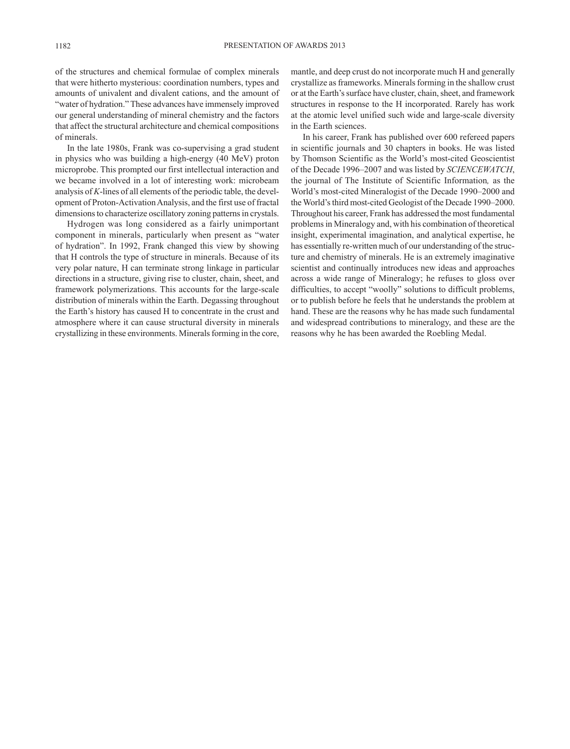of the structures and chemical formulae of complex minerals that were hitherto mysterious: coordination numbers, types and amounts of univalent and divalent cations, and the amount of "water of hydration." These advances have immensely improved our general understanding of mineral chemistry and the factors that affect the structural architecture and chemical compositions of minerals.

In the late 1980s, Frank was co-supervising a grad student in physics who was building a high-energy (40 MeV) proton microprobe. This prompted our first intellectual interaction and we became involved in a lot of interesting work: microbeam analysis of *K*-lines of all elements of the periodic table, the development of Proton-Activation Analysis, and the first use of fractal dimensions to characterize oscillatory zoning patterns in crystals.

Hydrogen was long considered as a fairly unimportant component in minerals, particularly when present as "water of hydration". In 1992, Frank changed this view by showing that H controls the type of structure in minerals. Because of its very polar nature, H can terminate strong linkage in particular directions in a structure, giving rise to cluster, chain, sheet, and framework polymerizations. This accounts for the large-scale distribution of minerals within the Earth. Degassing throughout the Earth's history has caused H to concentrate in the crust and atmosphere where it can cause structural diversity in minerals crystallizing in these environments. Minerals forming in the core, mantle, and deep crust do not incorporate much H and generally crystallize as frameworks. Minerals forming in the shallow crust or at the Earth's surface have cluster, chain, sheet, and framework structures in response to the H incorporated. Rarely has work at the atomic level unified such wide and large-scale diversity in the Earth sciences.

In his career, Frank has published over 600 refereed papers in scientific journals and 30 chapters in books. He was listed by Thomson Scientific as the World's most-cited Geoscientist of the Decade 1996–2007 and was listed by *SCIENCEWATCH*, the journal of The Institute of Scientific Information*,* as the World's most-cited Mineralogist of the Decade 1990–2000 and the World's third most-cited Geologist of the Decade 1990–2000. Throughout his career, Frank has addressed the most fundamental problems in Mineralogy and, with his combination of theoretical insight, experimental imagination, and analytical expertise, he has essentially re-written much of our understanding of the structure and chemistry of minerals. He is an extremely imaginative scientist and continually introduces new ideas and approaches across a wide range of Mineralogy; he refuses to gloss over difficulties, to accept "woolly" solutions to difficult problems, or to publish before he feels that he understands the problem at hand. These are the reasons why he has made such fundamental and widespread contributions to mineralogy, and these are the reasons why he has been awarded the Roebling Medal.